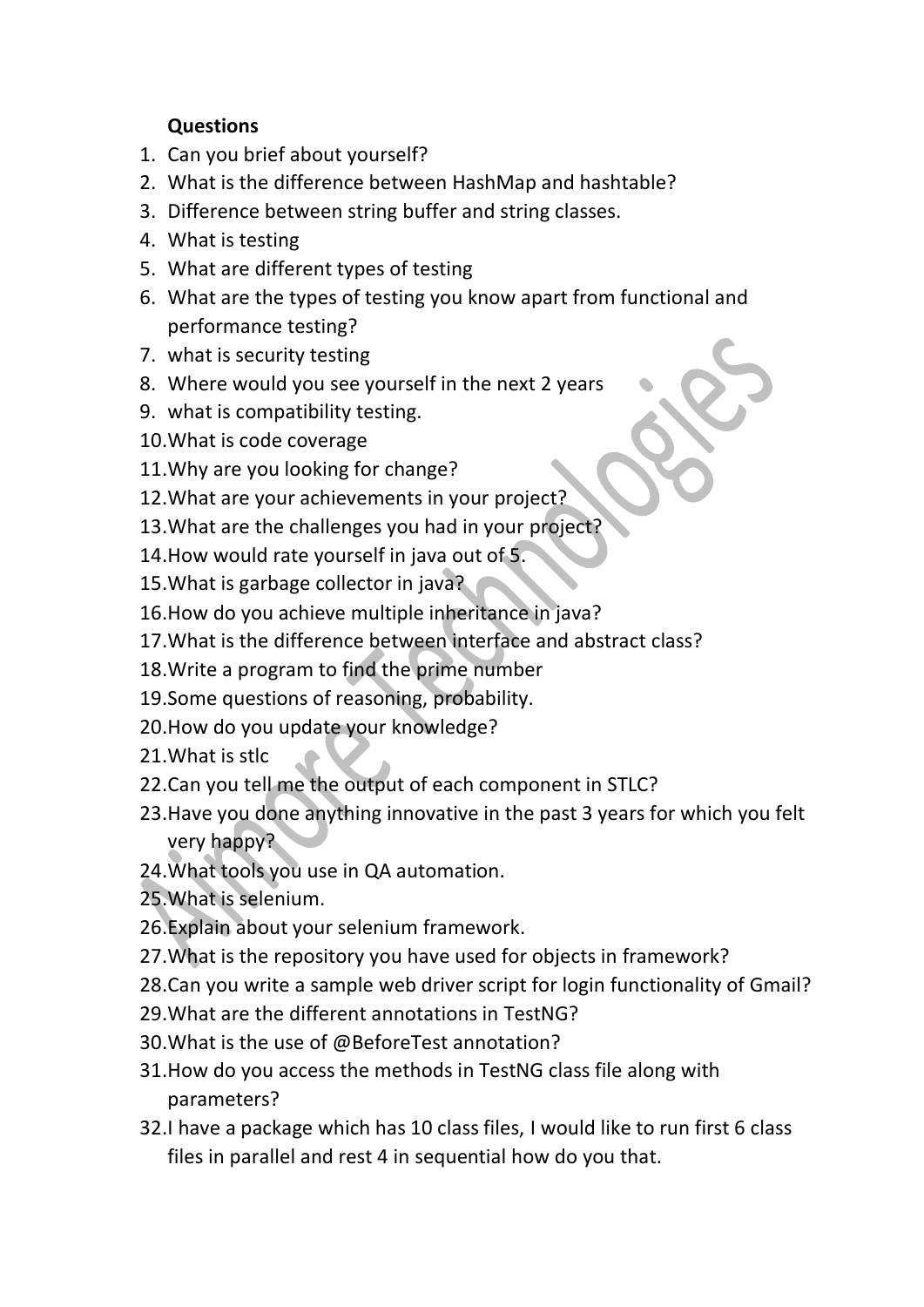**Questions**

1. Can you brief about yourself?
2. What is the difference between HashMap and hashtable?
3. Difference between string buffer and string classes.
4. What is testing
5. What are different types of testing
6. What are the types of testing you know apart from functional and performance testing?
7. what is security testing
8. Where would you see yourself in the next 2 years
9. what is compatibility testing.
10. What is code coverage
11. Why are you looking for change?
12. What are your achievements in your project?
13. What are the challenges you had in your project?
14. How would rate yourself in java out of 5.
15. What is garbage collector in java?
16. How do you achieve multiple inheritance in java?
17. What is the difference between interface and abstract class?
18. Write a program to find the prime number
19. Some questions of reasoning, probability.
20. How do you update your knowledge?
21. What is stlc
22. Can you tell me the output of each component in STLC?
23. Have you done anything innovative in the past 3 years for which you felt very happy?
24. What tools you use in QA automation.
25. What is selenium.
26. Explain about your selenium framework.
27. What is the repository you have used for objects in framework?
28. Can you write a sample web driver script for login functionality of Gmail?
29. What are the different annotations in TestNG?
30. What is the use of @BeforeTest annotation?
31. How do you access the methods in TestNG class file along with parameters?
32. I have a package which has 10 class files, I would like to run first 6 class files in parallel and rest 4 in sequential how do you that.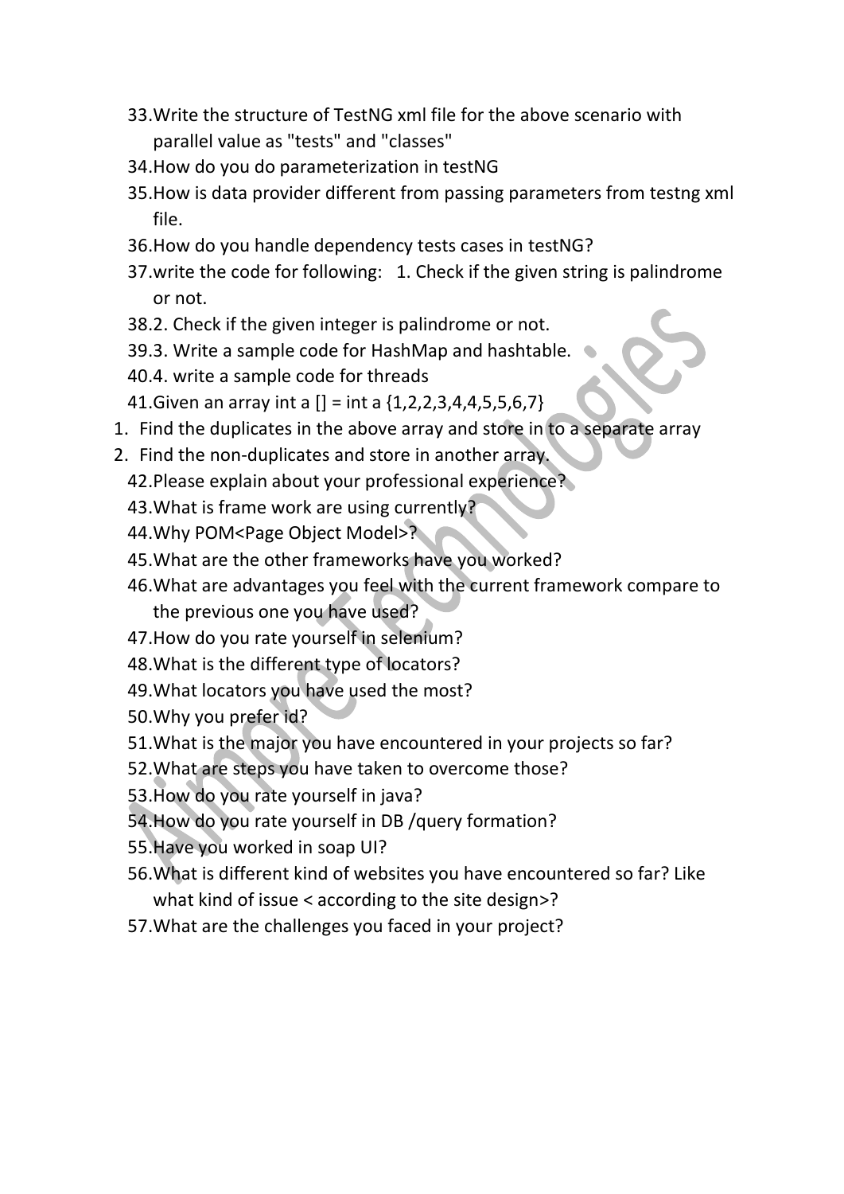33. Write the structure of TestNG xml file for the above scenario with parallel value as "tests" and "classes"
34. How do you do parameterization in testNG
35. How is data provider different from passing parameters from testng xml file.
36. How do you handle dependency tests cases in testNG?
37. write the code for following: 1. Check if the given string is palindrome or not.
38. 2. Check if the given integer is palindrome or not.
39. 3. Write a sample code for HashMap and hashtable.
40. 4. write a sample code for threads
41. Given an array int a [] = int a {1,2,2,3,4,4,5,5,6,7}

1. Find the duplicates in the above array and store in to a separate array
2. Find the non-duplicates and store in another array.

42. Please explain about your professional experience?
43. What is frame work are using currently?
44. Why POM<Page Object Model>?
45. What are the other frameworks have you worked?
46. What are advantages you feel with the current framework compare to the previous one you have used?
47. How do you rate yourself in selenium?
48. What is the different type of locators?
49. What locators you have used the most?
50. Why you prefer id?
51. What is the major you have encountered in your projects so far?
52. What are steps you have taken to overcome those?
53. How do you rate yourself in java?
54. How do you rate yourself in DB /query formation?
55. Have you worked in soap UI?
56. What is different kind of websites you have encountered so far? Like what kind of issue < according to the site design>?
57. What are the challenges you faced in your project?